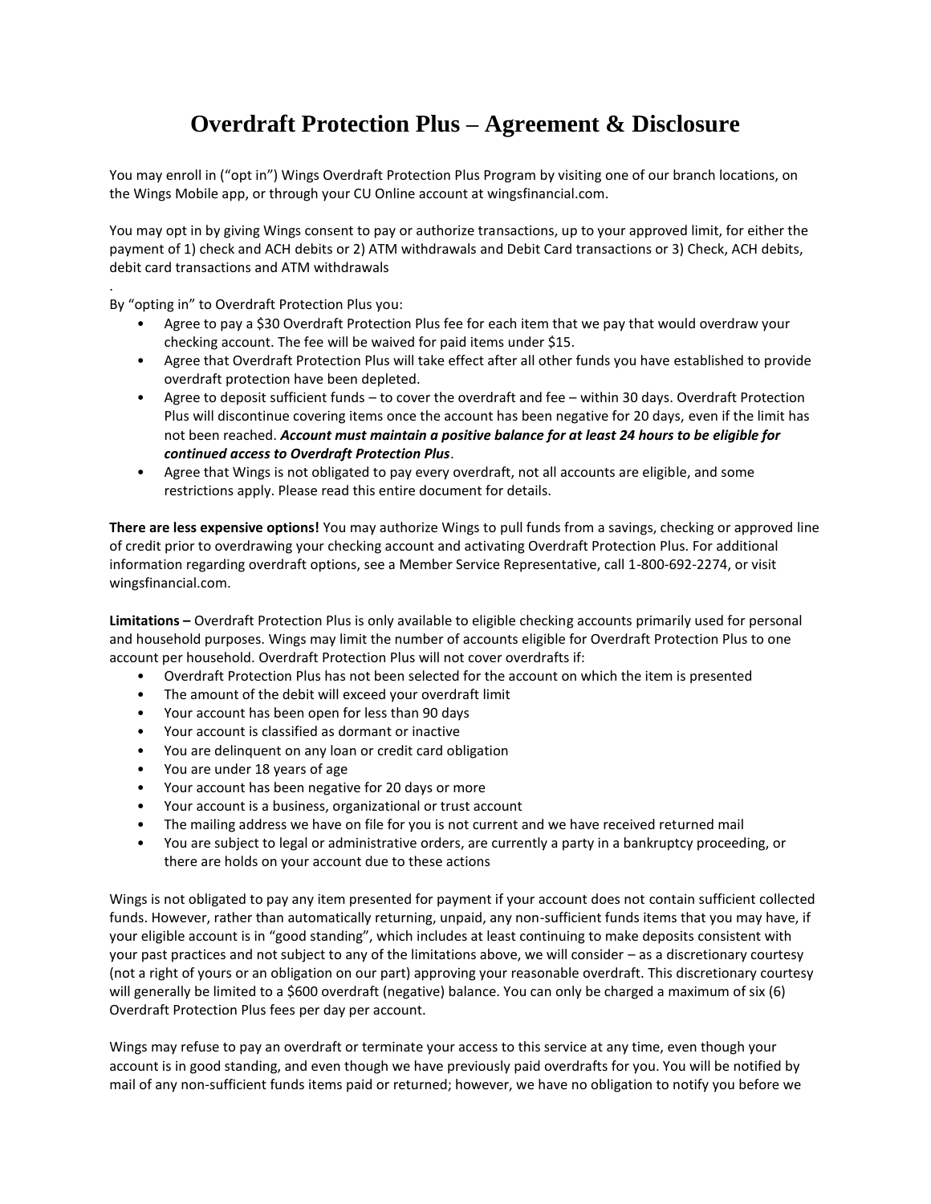# Overdraft Protection Plus – Agreement & Disclosure

You may enroll in ("opt in") Wings Overdraft Protection Plus Program by visiting one of our branch locations, on the Wings Mobile app, or through your CU Online account at wingsfinancial.com.

You may opt in by giving Wings consent to pay or authorize transactions, up to your approved limit, for either the payment of 1) check and ACH debits or 2) ATM withdrawals and Debit Card transactions or 3) Check, ACH debits, debit card transactions and ATM withdrawals

.

By "opting in" to Overdraft Protection Plus you:

- Agree to pay a $30 Overdraft Protection Plus fee for each item that we pay that would overdraw your checking account. The fee will be waived for paid items under $15.
- Agree that Overdraft Protection Plus will take effect after all other funds you have established to provide overdraft protection have been depleted.
- Agree to deposit sufficient funds – to cover the overdraft and fee – within 30 days. Overdraft Protection Plus will discontinue covering items once the account has been negative for 20 days, even if the limit has not been reached. ***Account must maintain a positive balance for at least 24 hours to be eligible for continued access to Overdraft Protection Plus***.
- Agree that Wings is not obligated to pay every overdraft, not all accounts are eligible, and some restrictions apply. Please read this entire document for details.

**There are less expensive options!** You may authorize Wings to pull funds from a savings, checking or approved line of credit prior to overdrawing your checking account and activating Overdraft Protection Plus. For additional information regarding overdraft options, see a Member Service Representative, call 1-800-692-2274, or visit wingsfinancial.com.

**Limitations –** Overdraft Protection Plus is only available to eligible checking accounts primarily used for personal and household purposes. Wings may limit the number of accounts eligible for Overdraft Protection Plus to one account per household. Overdraft Protection Plus will not cover overdrafts if:

- Overdraft Protection Plus has not been selected for the account on which the item is presented
- The amount of the debit will exceed your overdraft limit
- Your account has been open for less than 90 days
- Your account is classified as dormant or inactive
- You are delinquent on any loan or credit card obligation
- You are under 18 years of age
- Your account has been negative for 20 days or more
- Your account is a business, organizational or trust account
- The mailing address we have on file for you is not current and we have received returned mail
- You are subject to legal or administrative orders, are currently a party in a bankruptcy proceeding, or there are holds on your account due to these actions

Wings is not obligated to pay any item presented for payment if your account does not contain sufficient collected funds. However, rather than automatically returning, unpaid, any non-sufficient funds items that you may have, if your eligible account is in "good standing", which includes at least continuing to make deposits consistent with your past practices and not subject to any of the limitations above, we will consider – as a discretionary courtesy (not a right of yours or an obligation on our part) approving your reasonable overdraft. This discretionary courtesy will generally be limited to a $600 overdraft (negative) balance. You can only be charged a maximum of six (6) Overdraft Protection Plus fees per day per account.

Wings may refuse to pay an overdraft or terminate your access to this service at any time, even though your account is in good standing, and even though we have previously paid overdrafts for you. You will be notified by mail of any non-sufficient funds items paid or returned; however, we have no obligation to notify you before we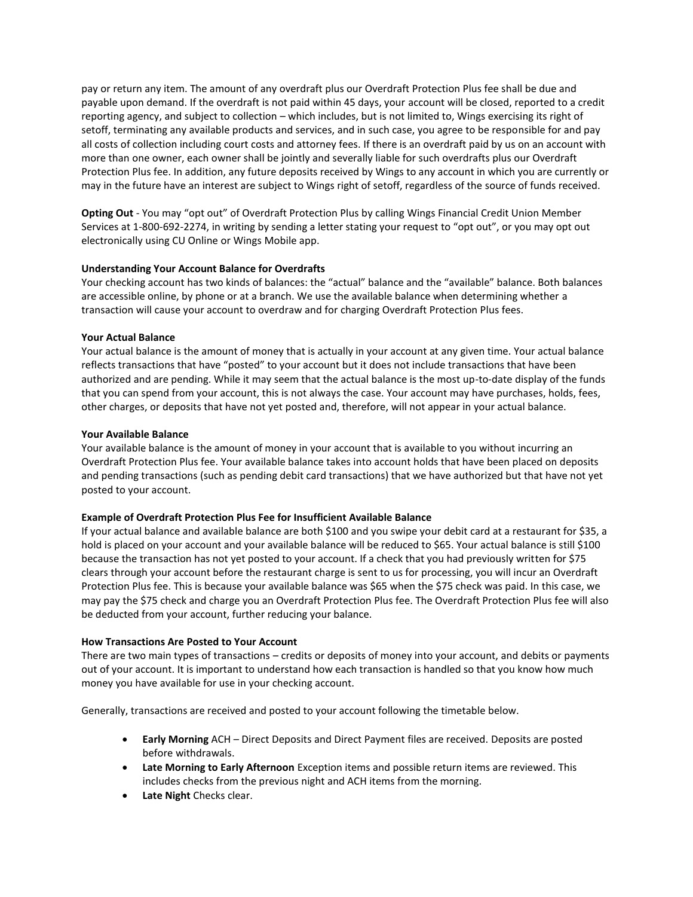pay or return any item. The amount of any overdraft plus our Overdraft Protection Plus fee shall be due and payable upon demand. If the overdraft is not paid within 45 days, your account will be closed, reported to a credit reporting agency, and subject to collection – which includes, but is not limited to, Wings exercising its right of setoff, terminating any available products and services, and in such case, you agree to be responsible for and pay all costs of collection including court costs and attorney fees. If there is an overdraft paid by us on an account with more than one owner, each owner shall be jointly and severally liable for such overdrafts plus our Overdraft Protection Plus fee. In addition, any future deposits received by Wings to any account in which you are currently or may in the future have an interest are subject to Wings right of setoff, regardless of the source of funds received.

**Opting Out** - You may "opt out" of Overdraft Protection Plus by calling Wings Financial Credit Union Member Services at 1-800-692-2274, in writing by sending a letter stating your request to "opt out", or you may opt out electronically using CU Online or Wings Mobile app.

**Understanding Your Account Balance for Overdrafts**

Your checking account has two kinds of balances: the "actual" balance and the "available" balance. Both balances are accessible online, by phone or at a branch. We use the available balance when determining whether a transaction will cause your account to overdraw and for charging Overdraft Protection Plus fees.

**Your Actual Balance**

Your actual balance is the amount of money that is actually in your account at any given time. Your actual balance reflects transactions that have "posted" to your account but it does not include transactions that have been authorized and are pending. While it may seem that the actual balance is the most up-to-date display of the funds that you can spend from your account, this is not always the case. Your account may have purchases, holds, fees, other charges, or deposits that have not yet posted and, therefore, will not appear in your actual balance.

**Your Available Balance**

Your available balance is the amount of money in your account that is available to you without incurring an Overdraft Protection Plus fee. Your available balance takes into account holds that have been placed on deposits and pending transactions (such as pending debit card transactions) that we have authorized but that have not yet posted to your account.

**Example of Overdraft Protection Plus Fee for Insufficient Available Balance**

If your actual balance and available balance are both $100 and you swipe your debit card at a restaurant for $35, a hold is placed on your account and your available balance will be reduced to $65. Your actual balance is still $100 because the transaction has not yet posted to your account. If a check that you had previously written for $75 clears through your account before the restaurant charge is sent to us for processing, you will incur an Overdraft Protection Plus fee. This is because your available balance was $65 when the $75 check was paid. In this case, we may pay the $75 check and charge you an Overdraft Protection Plus fee. The Overdraft Protection Plus fee will also be deducted from your account, further reducing your balance.

**How Transactions Are Posted to Your Account**

There are two main types of transactions – credits or deposits of money into your account, and debits or payments out of your account. It is important to understand how each transaction is handled so that you know how much money you have available for use in your checking account.

Generally, transactions are received and posted to your account following the timetable below.

- **Early Morning** ACH – Direct Deposits and Direct Payment files are received. Deposits are posted before withdrawals.
- **Late Morning to Early Afternoon** Exception items and possible return items are reviewed. This includes checks from the previous night and ACH items from the morning.
- **Late Night** Checks clear.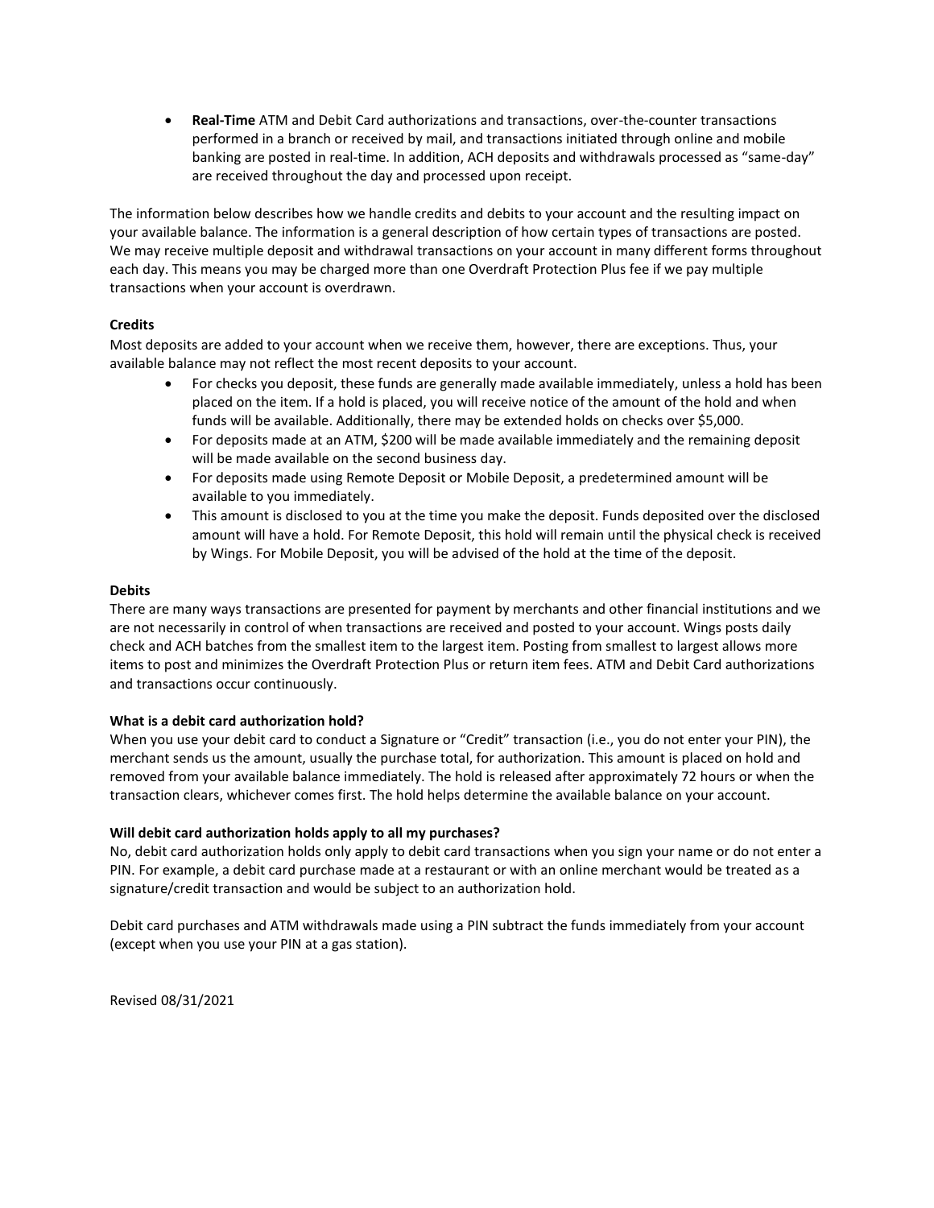- **Real-Time** ATM and Debit Card authorizations and transactions, over-the-counter transactions performed in a branch or received by mail, and transactions initiated through online and mobile banking are posted in real-time. In addition, ACH deposits and withdrawals processed as "same-day" are received throughout the day and processed upon receipt.

The information below describes how we handle credits and debits to your account and the resulting impact on your available balance. The information is a general description of how certain types of transactions are posted. We may receive multiple deposit and withdrawal transactions on your account in many different forms throughout each day. This means you may be charged more than one Overdraft Protection Plus fee if we pay multiple transactions when your account is overdrawn.

**Credits**

Most deposits are added to your account when we receive them, however, there are exceptions. Thus, your available balance may not reflect the most recent deposits to your account.

- For checks you deposit, these funds are generally made available immediately, unless a hold has been placed on the item. If a hold is placed, you will receive notice of the amount of the hold and when funds will be available. Additionally, there may be extended holds on checks over $5,000.
- For deposits made at an ATM, $200 will be made available immediately and the remaining deposit will be made available on the second business day.
- For deposits made using Remote Deposit or Mobile Deposit, a predetermined amount will be available to you immediately.
- This amount is disclosed to you at the time you make the deposit. Funds deposited over the disclosed amount will have a hold. For Remote Deposit, this hold will remain until the physical check is received by Wings. For Mobile Deposit, you will be advised of the hold at the time of the deposit.

**Debits**

There are many ways transactions are presented for payment by merchants and other financial institutions and we are not necessarily in control of when transactions are received and posted to your account. Wings posts daily check and ACH batches from the smallest item to the largest item. Posting from smallest to largest allows more items to post and minimizes the Overdraft Protection Plus or return item fees. ATM and Debit Card authorizations and transactions occur continuously.

**What is a debit card authorization hold?**

When you use your debit card to conduct a Signature or "Credit" transaction (i.e., you do not enter your PIN), the merchant sends us the amount, usually the purchase total, for authorization. This amount is placed on hold and removed from your available balance immediately. The hold is released after approximately 72 hours or when the transaction clears, whichever comes first. The hold helps determine the available balance on your account.

**Will debit card authorization holds apply to all my purchases?**

No, debit card authorization holds only apply to debit card transactions when you sign your name or do not enter a PIN. For example, a debit card purchase made at a restaurant or with an online merchant would be treated as a signature/credit transaction and would be subject to an authorization hold.

Debit card purchases and ATM withdrawals made using a PIN subtract the funds immediately from your account (except when you use your PIN at a gas station).

Revised 08/31/2021